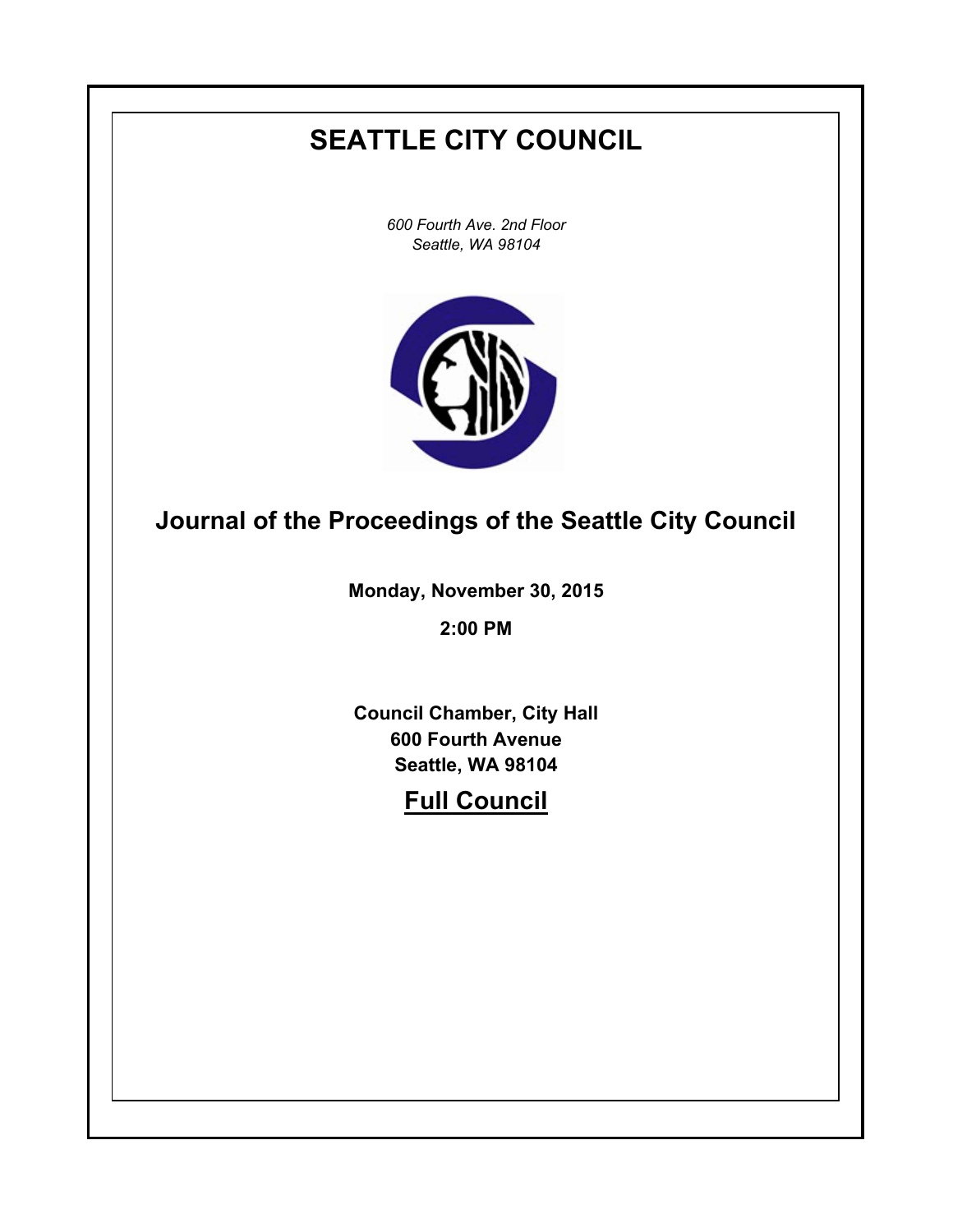# SEATTLE CITY COUNCIL

*600 Fourth Ave. 2nd Floor*
*Seattle, WA 98104*

## Journal of the Proceedings of the Seattle City Council

**Monday, November 30, 2015**

**2:00 PM**

**Council Chamber, City Hall**
**600 Fourth Avenue**
**Seattle, WA 98104**

## Full Council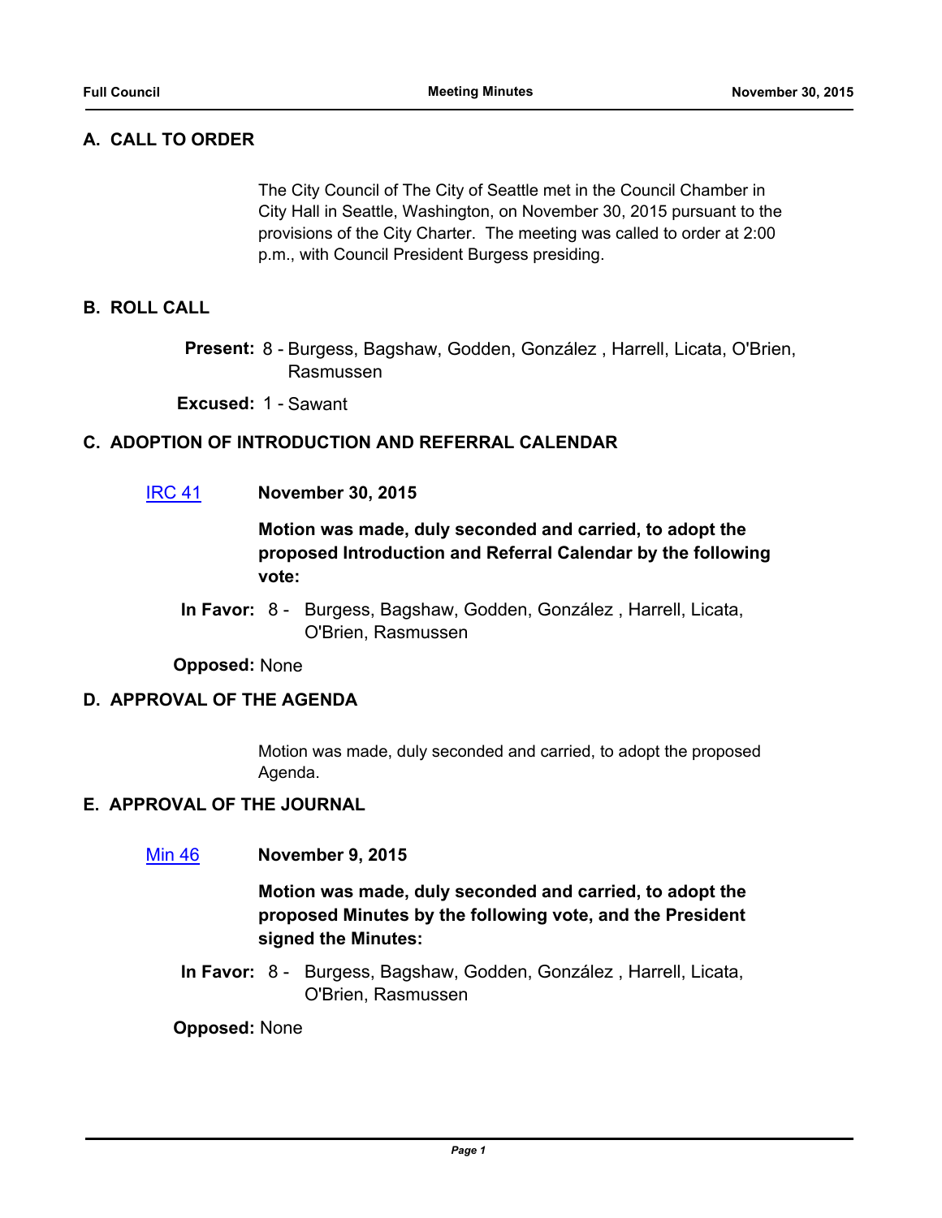## A. CALL TO ORDER

The City Council of The City of Seattle met in the Council Chamber in City Hall in Seattle, Washington, on November 30, 2015 pursuant to the provisions of the City Charter. The meeting was called to order at 2:00 p.m., with Council President Burgess presiding.

## B. ROLL CALL

**Present:** 8 - Burgess, Bagshaw, Godden, González , Harrell, Licata, O'Brien, Rasmussen

**Excused:** 1 - Sawant

## C. ADOPTION OF INTRODUCTION AND REFERRAL CALENDAR

IRC 41 **November 30, 2015**

**Motion was made, duly seconded and carried, to adopt the proposed Introduction and Referral Calendar by the following vote:**

**In Favor:** 8 - Burgess, Bagshaw, Godden, González , Harrell, Licata, O'Brien, Rasmussen

**Opposed:** None

## D. APPROVAL OF THE AGENDA

Motion was made, duly seconded and carried, to adopt the proposed Agenda.

## E. APPROVAL OF THE JOURNAL

Min 46 **November 9, 2015**

**Motion was made, duly seconded and carried, to adopt the proposed Minutes by the following vote, and the President signed the Minutes:**

**In Favor:** 8 - Burgess, Bagshaw, Godden, González , Harrell, Licata, O'Brien, Rasmussen

**Opposed:** None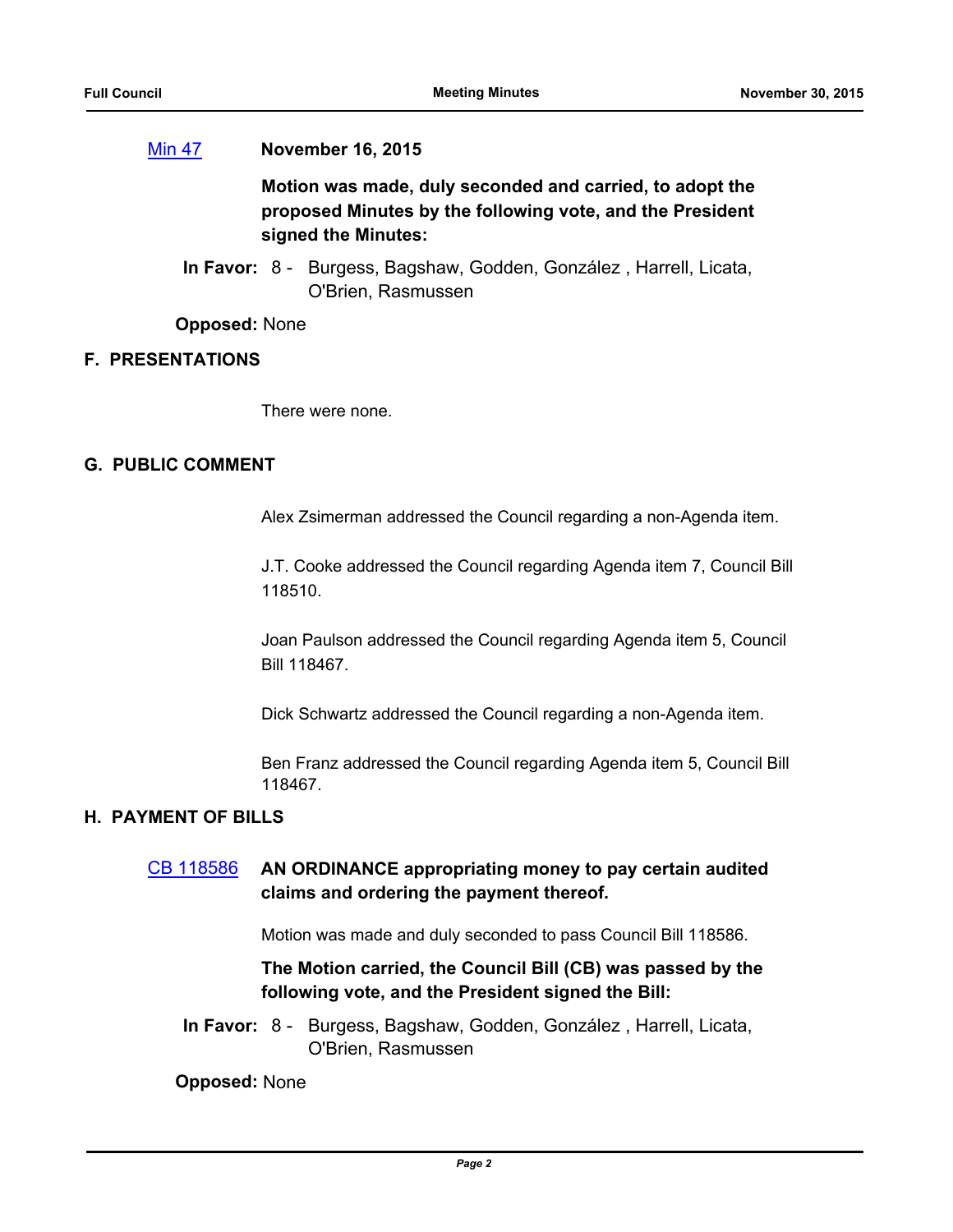[Min 47](#) **November 16, 2015**

**Motion was made, duly seconded and carried, to adopt the proposed Minutes by the following vote, and the President signed the Minutes:**

**In Favor:** 8 - Burgess, Bagshaw, Godden, González , Harrell, Licata, O'Brien, Rasmussen

**Opposed:** None

## F. PRESENTATIONS

There were none.

## G. PUBLIC COMMENT

Alex Zsimerman addressed the Council regarding a non-Agenda item.

J.T. Cooke addressed the Council regarding Agenda item 7, Council Bill 118510.

Joan Paulson addressed the Council regarding Agenda item 5, Council Bill 118467.

Dick Schwartz addressed the Council regarding a non-Agenda item.

Ben Franz addressed the Council regarding Agenda item 5, Council Bill 118467.

## H. PAYMENT OF BILLS

[CB 118586](#) **AN ORDINANCE appropriating money to pay certain audited claims and ordering the payment thereof.**

Motion was made and duly seconded to pass Council Bill 118586.

**The Motion carried, the Council Bill (CB) was passed by the following vote, and the President signed the Bill:**

**In Favor:** 8 - Burgess, Bagshaw, Godden, González , Harrell, Licata, O'Brien, Rasmussen

**Opposed:** None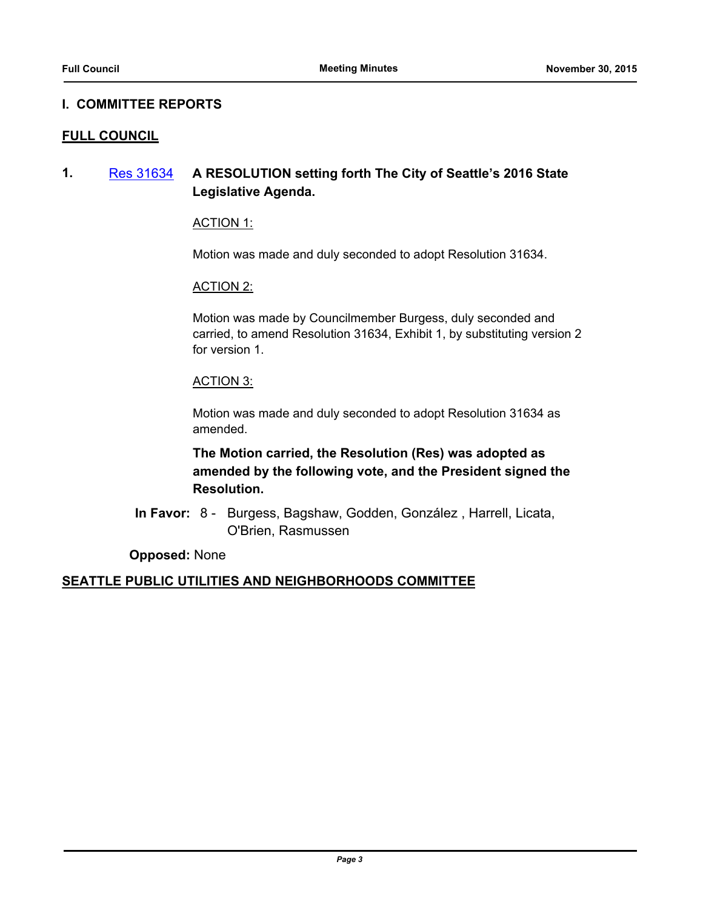## I. COMMITTEE REPORTS

### FULL COUNCIL

**1.** [Res 31634](Res 31634) **A RESOLUTION setting forth The City of Seattle's 2016 State Legislative Agenda.**

ACTION 1:

Motion was made and duly seconded to adopt Resolution 31634.

ACTION 2:

Motion was made by Councilmember Burgess, duly seconded and carried, to amend Resolution 31634, Exhibit 1, by substituting version 2 for version 1.

ACTION 3:

Motion was made and duly seconded to adopt Resolution 31634 as amended.

**The Motion carried, the Resolution (Res) was adopted as amended by the following vote, and the President signed the Resolution.**

**In Favor:** 8 - Burgess, Bagshaw, Godden, González , Harrell, Licata, O'Brien, Rasmussen

**Opposed:** None

### SEATTLE PUBLIC UTILITIES AND NEIGHBORHOODS COMMITTEE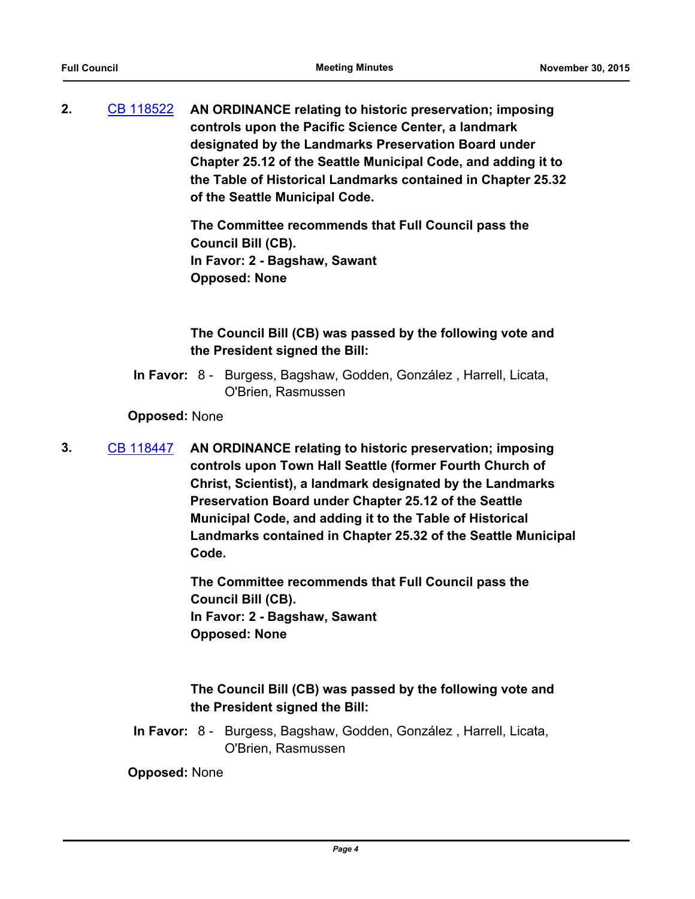**2.** CB 118522 **AN ORDINANCE relating to historic preservation; imposing controls upon the Pacific Science Center, a landmark designated by the Landmarks Preservation Board under Chapter 25.12 of the Seattle Municipal Code, and adding it to the Table of Historical Landmarks contained in Chapter 25.32 of the Seattle Municipal Code.**

**The Committee recommends that Full Council pass the Council Bill (CB).**
**In Favor: 2 - Bagshaw, Sawant**
**Opposed: None**

**The Council Bill (CB) was passed by the following vote and the President signed the Bill:**

**In Favor:** 8 - Burgess, Bagshaw, Godden, González , Harrell, Licata, O'Brien, Rasmussen

**Opposed:** None

**3.** CB 118447 **AN ORDINANCE relating to historic preservation; imposing controls upon Town Hall Seattle (former Fourth Church of Christ, Scientist), a landmark designated by the Landmarks Preservation Board under Chapter 25.12 of the Seattle Municipal Code, and adding it to the Table of Historical Landmarks contained in Chapter 25.32 of the Seattle Municipal Code.**

**The Committee recommends that Full Council pass the Council Bill (CB).**
**In Favor: 2 - Bagshaw, Sawant**
**Opposed: None**

**The Council Bill (CB) was passed by the following vote and the President signed the Bill:**

**In Favor:** 8 - Burgess, Bagshaw, Godden, González , Harrell, Licata, O'Brien, Rasmussen

**Opposed:** None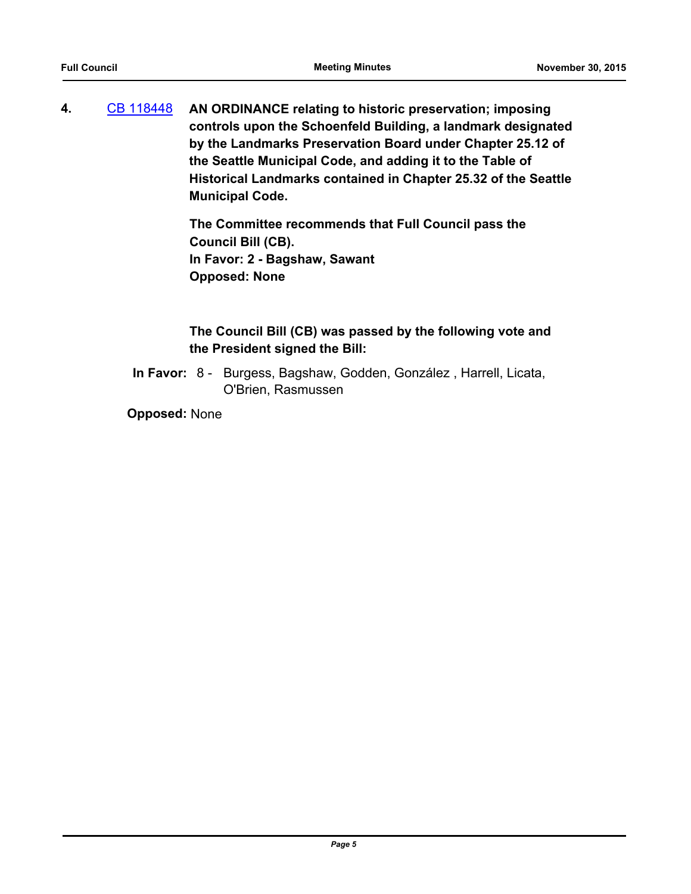**4.** [CB 118448](CB 118448) **AN ORDINANCE relating to historic preservation; imposing controls upon the Schoenfeld Building, a landmark designated by the Landmarks Preservation Board under Chapter 25.12 of the Seattle Municipal Code, and adding it to the Table of Historical Landmarks contained in Chapter 25.32 of the Seattle Municipal Code.**

**The Committee recommends that Full Council pass the Council Bill (CB).**
**In Favor: 2 - Bagshaw, Sawant**
**Opposed: None**

**The Council Bill (CB) was passed by the following vote and the President signed the Bill:**

**In Favor:** 8 - Burgess, Bagshaw, Godden, González , Harrell, Licata, O'Brien, Rasmussen

**Opposed:** None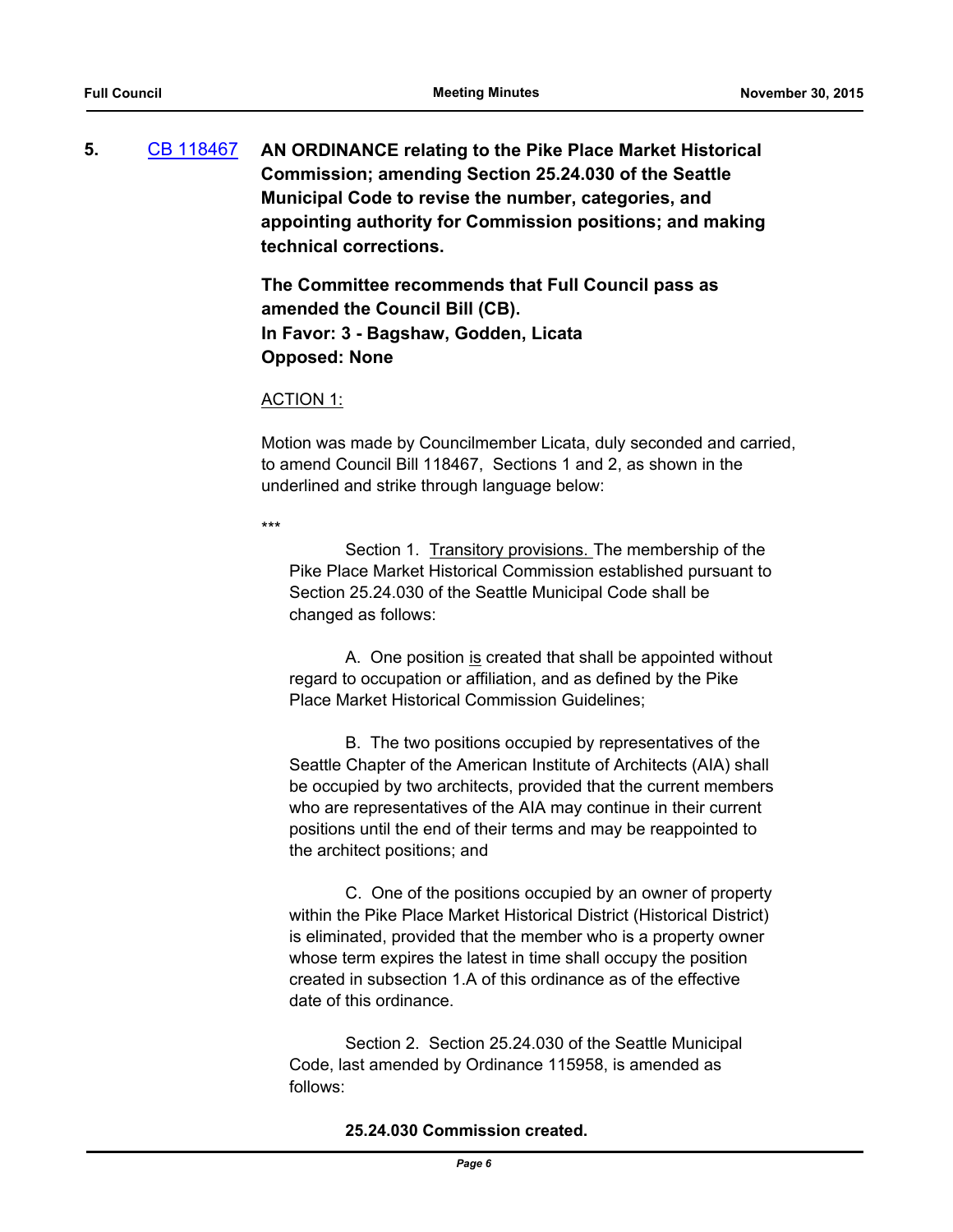**5.** [CB 118467](CB 118467) **AN ORDINANCE relating to the Pike Place Market Historical Commission; amending Section 25.24.030 of the Seattle Municipal Code to revise the number, categories, and appointing authority for Commission positions; and making technical corrections.**

**The Committee recommends that Full Council pass as amended the Council Bill (CB).**
**In Favor: 3 - Bagshaw, Godden, Licata**
**Opposed: None**

<u>ACTION 1:</u>

Motion was made by Councilmember Licata, duly seconded and carried, to amend Council Bill 118467, Sections 1 and 2, as shown in the underlined and strike through language below:

\*\*\*

Section 1. <u>Transitory provisions.</u> The membership of the Pike Place Market Historical Commission established pursuant to Section 25.24.030 of the Seattle Municipal Code shall be changed as follows:

A. One position <u>is</u> created that shall be appointed without regard to occupation or affiliation, and as defined by the Pike Place Market Historical Commission Guidelines;

B. The two positions occupied by representatives of the Seattle Chapter of the American Institute of Architects (AIA) shall be occupied by two architects, provided that the current members who are representatives of the AIA may continue in their current positions until the end of their terms and may be reappointed to the architect positions; and

C. One of the positions occupied by an owner of property within the Pike Place Market Historical District (Historical District) is eliminated, provided that the member who is a property owner whose term expires the latest in time shall occupy the position created in subsection 1.A of this ordinance as of the effective date of this ordinance.

Section 2. Section 25.24.030 of the Seattle Municipal Code, last amended by Ordinance 115958, is amended as follows:

**25.24.030 Commission created.**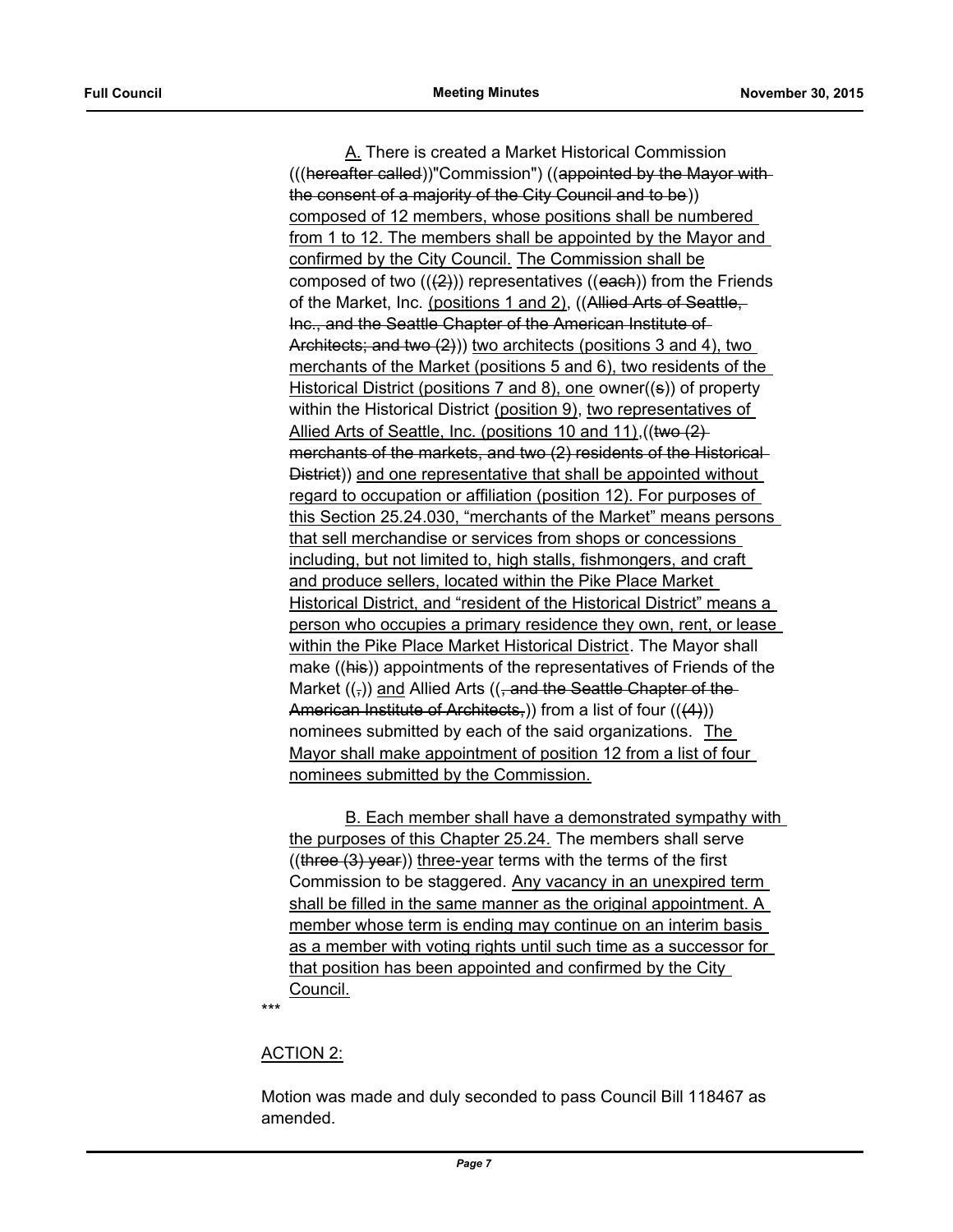A. There is created a Market Historical Commission (((hereafter called))"Commission") ((appointed by the Mayor with the consent of a majority of the City Council and to be)) composed of 12 members, whose positions shall be numbered from 1 to 12. The members shall be appointed by the Mayor and confirmed by the City Council. The Commission shall be composed of two (((2))) representatives ((each)) from the Friends of the Market, Inc. (positions 1 and 2), ((Allied Arts of Seattle, Inc., and the Seattle Chapter of the American Institute of Architects; and two (2))) two architects (positions 3 and 4), two merchants of the Market (positions 5 and 6), two residents of the Historical District (positions 7 and 8), one owner((s)) of property within the Historical District (position 9), two representatives of Allied Arts of Seattle, Inc. (positions 10 and 11),((two (2) merchants of the markets, and two (2) residents of the Historical District)) and one representative that shall be appointed without regard to occupation or affiliation (position 12). For purposes of this Section 25.24.030, "merchants of the Market" means persons that sell merchandise or services from shops or concessions including, but not limited to, high stalls, fishmongers, and craft and produce sellers, located within the Pike Place Market Historical District, and "resident of the Historical District" means a person who occupies a primary residence they own, rent, or lease within the Pike Place Market Historical District. The Mayor shall make ((his)) appointments of the representatives of Friends of the Market ((,)) and Allied Arts ((, and the Seattle Chapter of the American Institute of Architects,)) from a list of four (((4))) nominees submitted by each of the said organizations. The Mayor shall make appointment of position 12 from a list of four nominees submitted by the Commission.

B. Each member shall have a demonstrated sympathy with the purposes of this Chapter 25.24. The members shall serve ((three (3) year)) three-year terms with the terms of the first Commission to be staggered. Any vacancy in an unexpired term shall be filled in the same manner as the original appointment. A member whose term is ending may continue on an interim basis as a member with voting rights until such time as a successor for that position has been appointed and confirmed by the City Council.

***

ACTION 2:

Motion was made and duly seconded to pass Council Bill 118467 as amended.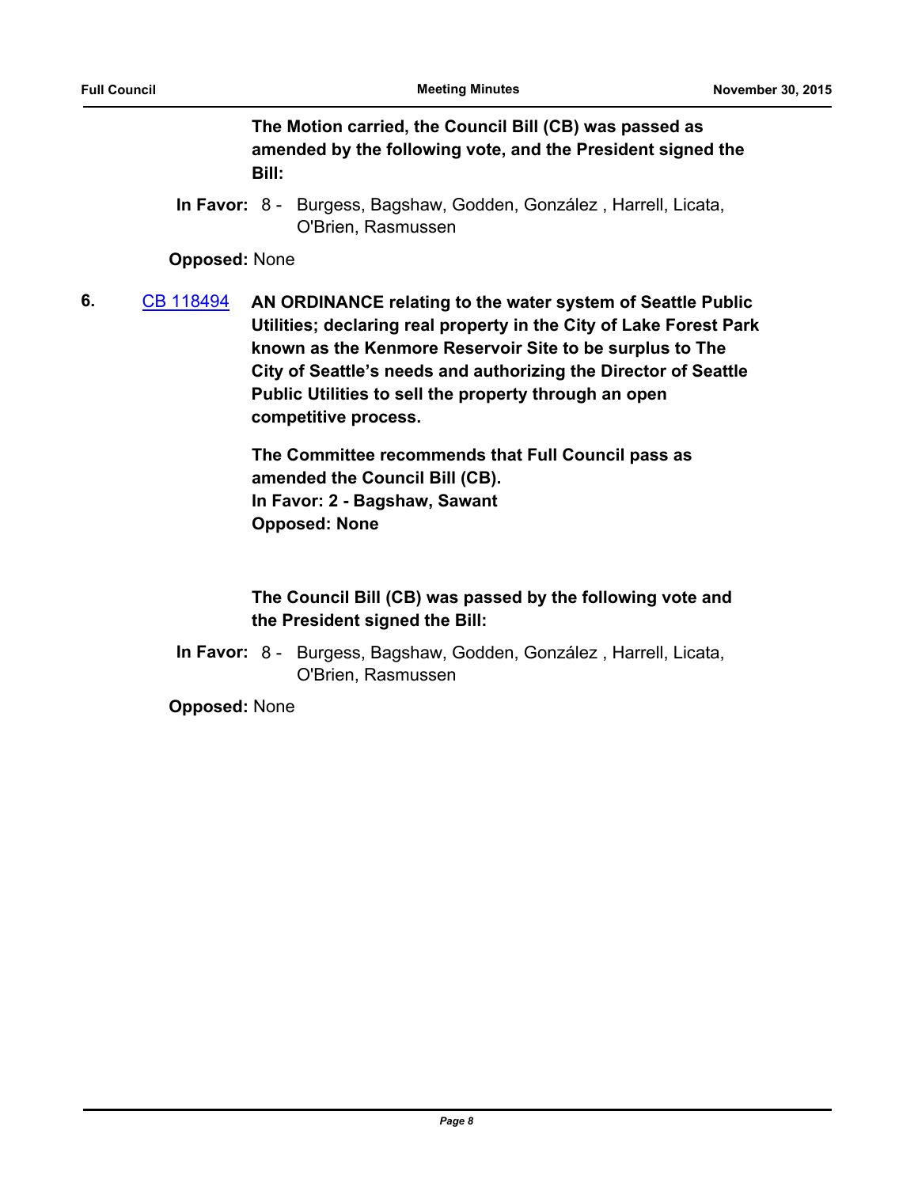**The Motion carried, the Council Bill (CB) was passed as amended by the following vote, and the President signed the Bill:**

**In Favor:** 8 - Burgess, Bagshaw, Godden, González , Harrell, Licata, O'Brien, Rasmussen

**Opposed:** None

**6.** [CB 118494](CB 118494) **AN ORDINANCE relating to the water system of Seattle Public Utilities; declaring real property in the City of Lake Forest Park known as the Kenmore Reservoir Site to be surplus to The City of Seattle's needs and authorizing the Director of Seattle Public Utilities to sell the property through an open competitive process.**

**The Committee recommends that Full Council pass as amended the Council Bill (CB).**
**In Favor: 2 - Bagshaw, Sawant**
**Opposed: None**

**The Council Bill (CB) was passed by the following vote and the President signed the Bill:**

**In Favor:** 8 - Burgess, Bagshaw, Godden, González , Harrell, Licata, O'Brien, Rasmussen

**Opposed:** None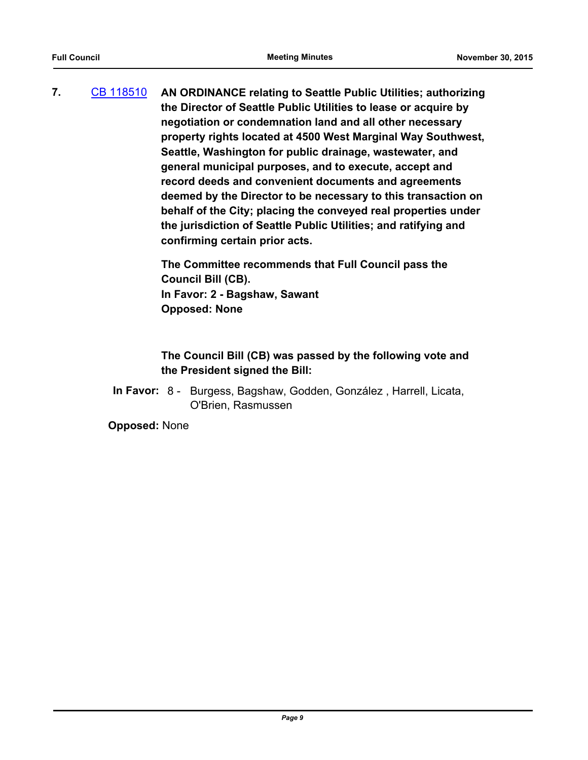**7.** CB 118510 **AN ORDINANCE relating to Seattle Public Utilities; authorizing the Director of Seattle Public Utilities to lease or acquire by negotiation or condemnation land and all other necessary property rights located at 4500 West Marginal Way Southwest, Seattle, Washington for public drainage, wastewater, and general municipal purposes, and to execute, accept and record deeds and convenient documents and agreements deemed by the Director to be necessary to this transaction on behalf of the City; placing the conveyed real properties under the jurisdiction of Seattle Public Utilities; and ratifying and confirming certain prior acts.**

**The Committee recommends that Full Council pass the Council Bill (CB).**
**In Favor: 2 - Bagshaw, Sawant**
**Opposed: None**

**The Council Bill (CB) was passed by the following vote and the President signed the Bill:**

**In Favor:** 8 - Burgess, Bagshaw, Godden, González , Harrell, Licata, O'Brien, Rasmussen

**Opposed:** None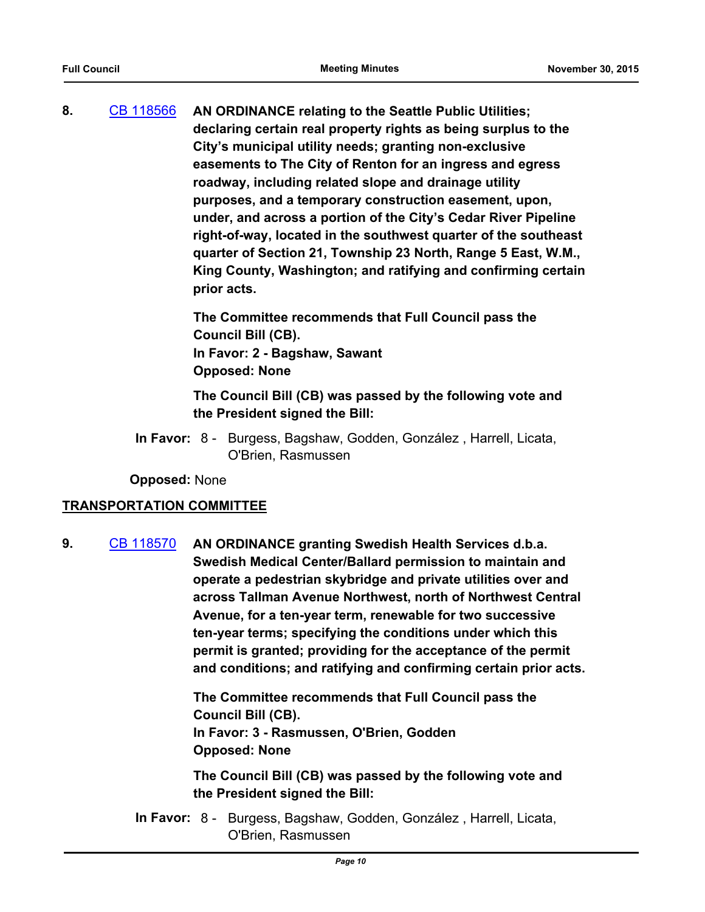**8.** CB 118566 **AN ORDINANCE relating to the Seattle Public Utilities; declaring certain real property rights as being surplus to the City's municipal utility needs; granting non-exclusive easements to The City of Renton for an ingress and egress roadway, including related slope and drainage utility purposes, and a temporary construction easement, upon, under, and across a portion of the City's Cedar River Pipeline right-of-way, located in the southwest quarter of the southeast quarter of Section 21, Township 23 North, Range 5 East, W.M., King County, Washington; and ratifying and confirming certain prior acts.**

**The Committee recommends that Full Council pass the Council Bill (CB).**
**In Favor: 2 - Bagshaw, Sawant**
**Opposed: None**

**The Council Bill (CB) was passed by the following vote and the President signed the Bill:**

**In Favor:** 8 - Burgess, Bagshaw, Godden, González , Harrell, Licata, O'Brien, Rasmussen

**Opposed:** None

## TRANSPORTATION COMMITTEE

**9.** CB 118570 **AN ORDINANCE granting Swedish Health Services d.b.a. Swedish Medical Center/Ballard permission to maintain and operate a pedestrian skybridge and private utilities over and across Tallman Avenue Northwest, north of Northwest Central Avenue, for a ten-year term, renewable for two successive ten-year terms; specifying the conditions under which this permit is granted; providing for the acceptance of the permit and conditions; and ratifying and confirming certain prior acts.**

**The Committee recommends that Full Council pass the Council Bill (CB).**
**In Favor: 3 - Rasmussen, O'Brien, Godden**
**Opposed: None**

**The Council Bill (CB) was passed by the following vote and the President signed the Bill:**

**In Favor:** 8 - Burgess, Bagshaw, Godden, González , Harrell, Licata, O'Brien, Rasmussen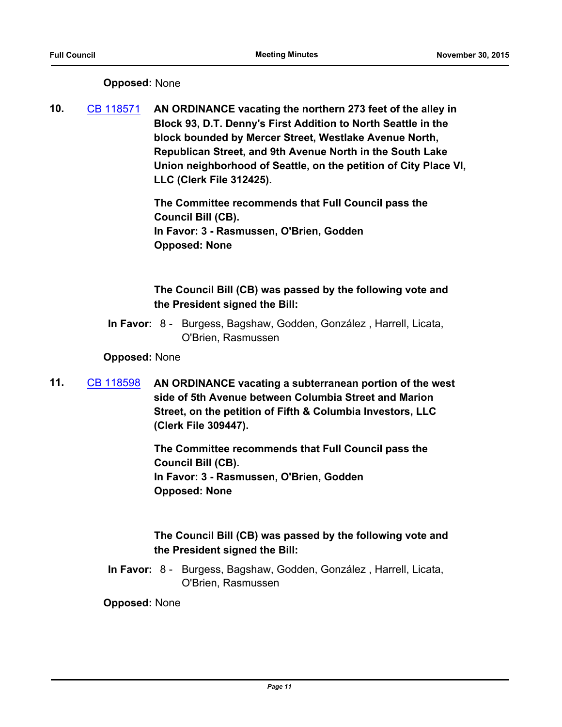**Opposed:** None

**10.** CB 118571 **AN ORDINANCE vacating the northern 273 feet of the alley in Block 93, D.T. Denny's First Addition to North Seattle in the block bounded by Mercer Street, Westlake Avenue North, Republican Street, and 9th Avenue North in the South Lake Union neighborhood of Seattle, on the petition of City Place VI, LLC (Clerk File 312425).**

**The Committee recommends that Full Council pass the Council Bill (CB).**
**In Favor: 3 - Rasmussen, O'Brien, Godden**
**Opposed: None**

**The Council Bill (CB) was passed by the following vote and the President signed the Bill:**

**In Favor:** 8 - Burgess, Bagshaw, Godden, González , Harrell, Licata, O'Brien, Rasmussen

**Opposed:** None

**11.** CB 118598 **AN ORDINANCE vacating a subterranean portion of the west side of 5th Avenue between Columbia Street and Marion Street, on the petition of Fifth & Columbia Investors, LLC (Clerk File 309447).**

**The Committee recommends that Full Council pass the Council Bill (CB).**
**In Favor: 3 - Rasmussen, O'Brien, Godden**
**Opposed: None**

**The Council Bill (CB) was passed by the following vote and the President signed the Bill:**

**In Favor:** 8 - Burgess, Bagshaw, Godden, González , Harrell, Licata, O'Brien, Rasmussen

**Opposed:** None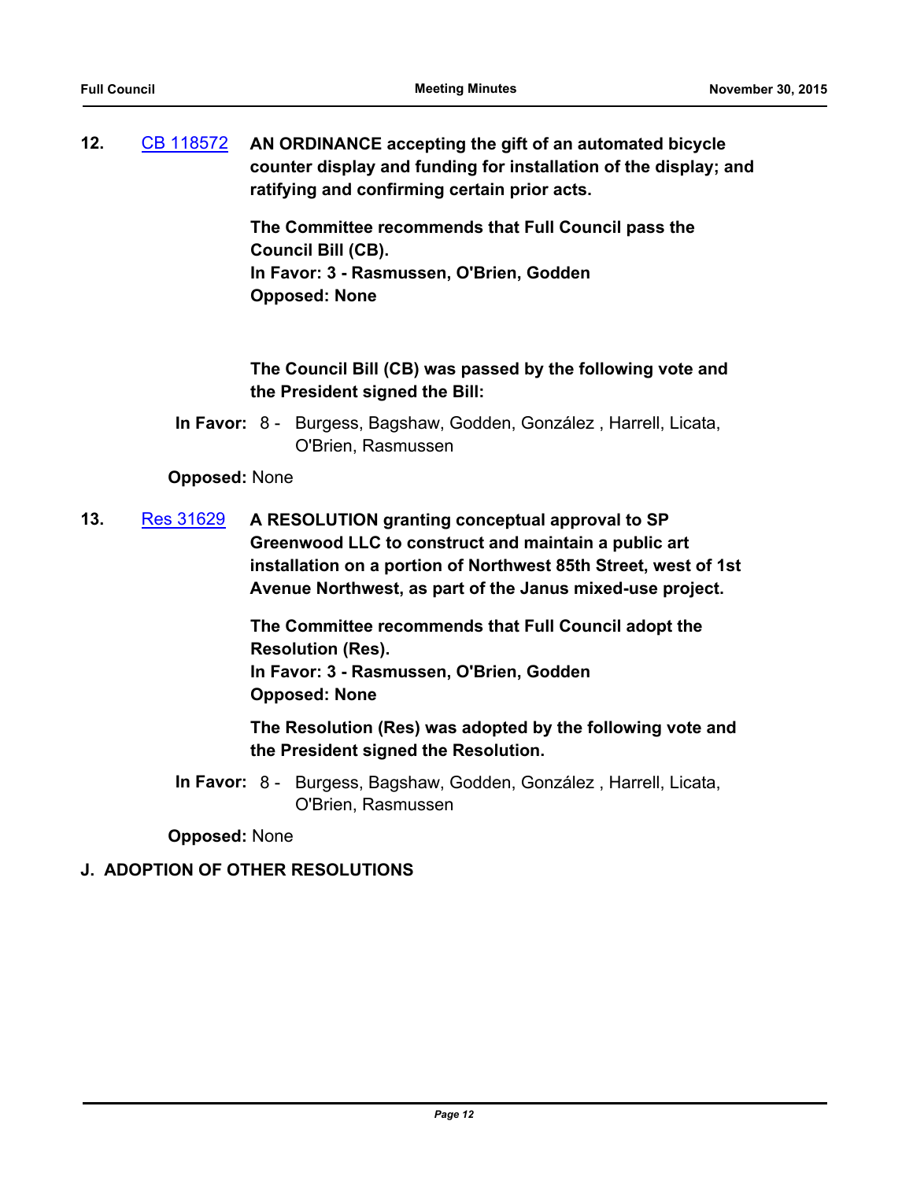**12.** [CB 118572](CB 118572) **AN ORDINANCE accepting the gift of an automated bicycle counter display and funding for installation of the display; and ratifying and confirming certain prior acts.**

**The Committee recommends that Full Council pass the Council Bill (CB).**
**In Favor: 3 - Rasmussen, O'Brien, Godden**
**Opposed: None**

**The Council Bill (CB) was passed by the following vote and the President signed the Bill:**

**In Favor:** 8 - Burgess, Bagshaw, Godden, González , Harrell, Licata, O'Brien, Rasmussen

**Opposed:** None

**13.** [Res 31629](Res 31629) **A RESOLUTION granting conceptual approval to SP Greenwood LLC to construct and maintain a public art installation on a portion of Northwest 85th Street, west of 1st Avenue Northwest, as part of the Janus mixed-use project.**

**The Committee recommends that Full Council adopt the Resolution (Res).**
**In Favor: 3 - Rasmussen, O'Brien, Godden**
**Opposed: None**

**The Resolution (Res) was adopted by the following vote and the President signed the Resolution.**

**In Favor:** 8 - Burgess, Bagshaw, Godden, González , Harrell, Licata, O'Brien, Rasmussen

**Opposed:** None

## J. ADOPTION OF OTHER RESOLUTIONS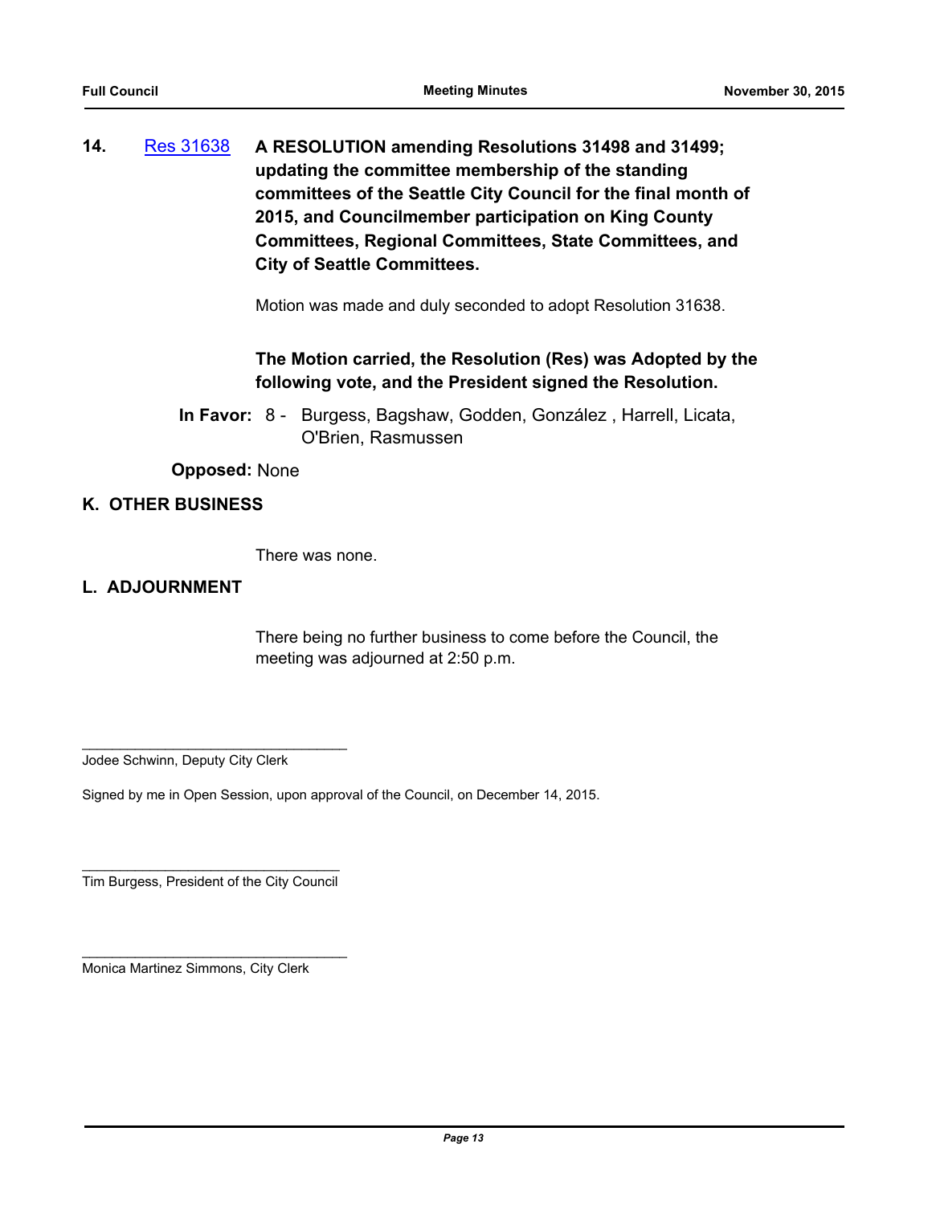**14.** Res 31638 **A RESOLUTION amending Resolutions 31498 and 31499; updating the committee membership of the standing committees of the Seattle City Council for the final month of 2015, and Councilmember participation on King County Committees, Regional Committees, State Committees, and City of Seattle Committees.**

Motion was made and duly seconded to adopt Resolution 31638.

**The Motion carried, the Resolution (Res) was Adopted by the following vote, and the President signed the Resolution.**

**In Favor:** 8 - Burgess, Bagshaw, Godden, González , Harrell, Licata, O'Brien, Rasmussen

**Opposed:** None

## K. OTHER BUSINESS

There was none.

## L. ADJOURNMENT

There being no further business to come before the Council, the meeting was adjourned at 2:50 p.m.

\_\_\_\_\_\_\_\_\_\_\_\_\_\_\_\_\_\_\_\_\_\_\_\_\_\_\_\_\_\_\_\_\_\_

Jodee Schwinn, Deputy City Clerk

Signed by me in Open Session, upon approval of the Council, on December 14, 2015.

\_\_\_\_\_\_\_\_\_\_\_\_\_\_\_\_\_\_\_\_\_\_\_\_\_\_\_\_\_\_\_\_\_\_

Tim Burgess, President of the City Council

\_\_\_\_\_\_\_\_\_\_\_\_\_\_\_\_\_\_\_\_\_\_\_\_\_\_\_\_\_\_\_\_\_\_

Monica Martinez Simmons, City Clerk